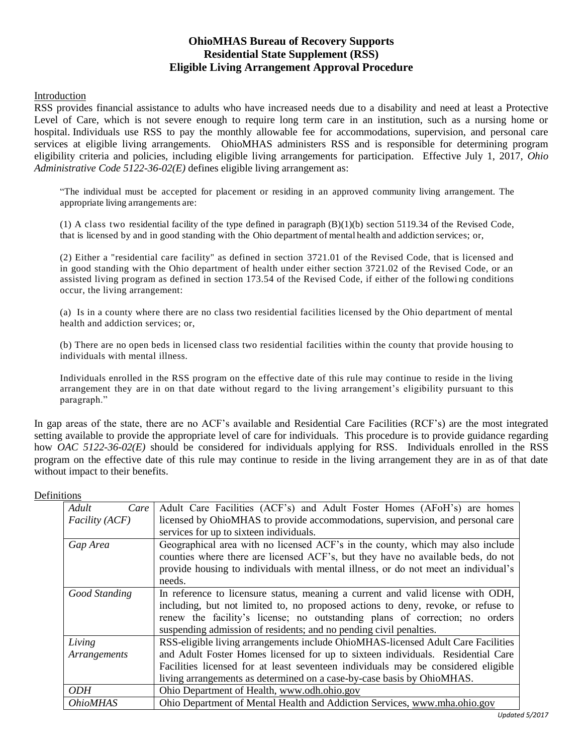# OhioMHAS Bureau of Recovery Supports
# Residential State Supplement (RSS)
# Eligible Living Arrangement Approval Procedure

## Introduction

RSS provides financial assistance to adults who have increased needs due to a disability and need at least a Protective Level of Care, which is not severe enough to require long term care in an institution, such as a nursing home or hospital. Individuals use RSS to pay the monthly allowable fee for accommodations, supervision, and personal care services at eligible living arrangements. OhioMHAS administers RSS and is responsible for determining program eligibility criteria and policies, including eligible living arrangements for participation. Effective July 1, 2017, *Ohio Administrative Code 5122-36-02(E)* defines eligible living arrangement as:

> "The individual must be accepted for placement or residing in an approved community living arrangement. The appropriate living arrangements are:
>
> (1) A class two residential facility of the type defined in paragraph (B)(1)(b) section 5119.34 of the Revised Code, that is licensed by and in good standing with the Ohio department of mental health and addiction services; or,
>
> (2) Either a "residential care facility" as defined in section 3721.01 of the Revised Code, that is licensed and in good standing with the Ohio department of health under either section 3721.02 of the Revised Code, or an assisted living program as defined in section 173.54 of the Revised Code, if either of the following conditions occur, the living arrangement:
>
> (a) Is in a county where there are no class two residential facilities licensed by the Ohio department of mental health and addiction services; or,
>
> (b) There are no open beds in licensed class two residential facilities within the county that provide housing to individuals with mental illness.
>
> Individuals enrolled in the RSS program on the effective date of this rule may continue to reside in the living arrangement they are in on that date without regard to the living arrangement's eligibility pursuant to this paragraph."

In gap areas of the state, there are no ACF's available and Residential Care Facilities (RCF's) are the most integrated setting available to provide the appropriate level of care for individuals. This procedure is to provide guidance regarding how *OAC 5122-36-02(E)* should be considered for individuals applying for RSS. Individuals enrolled in the RSS program on the effective date of this rule may continue to reside in the living arrangement they are in as of that date without impact to their benefits.

## Definitions

| Term | Definition |
|---|---|
| *Adult Care Facility (ACF)* | Adult Care Facilities (ACF's) and Adult Foster Homes (AFoH's) are homes licensed by OhioMHAS to provide accommodations, supervision, and personal care services for up to sixteen individuals. |
| *Gap Area* | Geographical area with no licensed ACF's in the county, which may also include counties where there are licensed ACF's, but they have no available beds, do not provide housing to individuals with mental illness, or do not meet an individual's needs. |
| *Good Standing* | In reference to licensure status, meaning a current and valid license with ODH, including, but not limited to, no proposed actions to deny, revoke, or refuse to renew the facility's license; no outstanding plans of correction; no orders suspending admission of residents; and no pending civil penalties. |
| *Living Arrangements* | RSS-eligible living arrangements include OhioMHAS-licensed Adult Care Facilities and Adult Foster Homes licensed for up to sixteen individuals. Residential Care Facilities licensed for at least seventeen individuals may be considered eligible living arrangements as determined on a case-by-case basis by OhioMHAS. |
| *ODH* | Ohio Department of Health, www.odh.ohio.gov |
| *OhioMHAS* | Ohio Department of Mental Health and Addiction Services, www.mha.ohio.gov |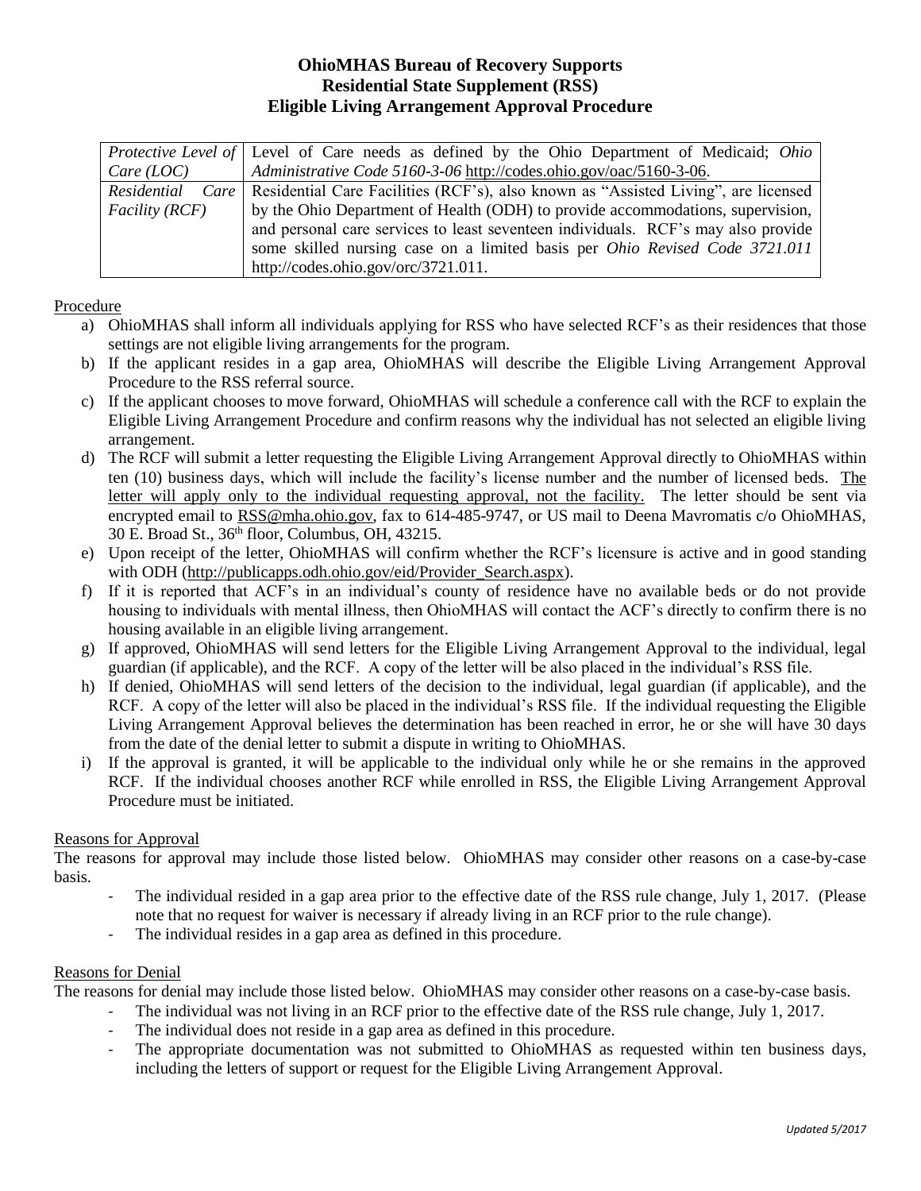**OhioMHAS Bureau of Recovery Supports**
**Residential State Supplement (RSS)**
**Eligible Living Arrangement Approval Procedure**

| | |
|---|---|
| *Protective Level of Care (LOC)* | Level of Care needs as defined by the Ohio Department of Medicaid; *Ohio Administrative Code 5160-3-06* http://codes.ohio.gov/oac/5160-3-06. |
| *Residential Care Facility (RCF)* | Residential Care Facilities (RCF's), also known as "Assisted Living", are licensed by the Ohio Department of Health (ODH) to provide accommodations, supervision, and personal care services to least seventeen individuals. RCF's may also provide some skilled nursing case on a limited basis per *Ohio Revised Code 3721.011* http://codes.ohio.gov/orc/3721.011. |

Procedure

a) OhioMHAS shall inform all individuals applying for RSS who have selected RCF's as their residences that those settings are not eligible living arrangements for the program.
b) If the applicant resides in a gap area, OhioMHAS will describe the Eligible Living Arrangement Approval Procedure to the RSS referral source.
c) If the applicant chooses to move forward, OhioMHAS will schedule a conference call with the RCF to explain the Eligible Living Arrangement Procedure and confirm reasons why the individual has not selected an eligible living arrangement.
d) The RCF will submit a letter requesting the Eligible Living Arrangement Approval directly to OhioMHAS within ten (10) business days, which will include the facility's license number and the number of licensed beds. The letter will apply only to the individual requesting approval, not the facility. The letter should be sent via encrypted email to RSS@mha.ohio.gov, fax to 614-485-9747, or US mail to Deena Mavromatis c/o OhioMHAS, 30 E. Broad St., 36th floor, Columbus, OH, 43215.
e) Upon receipt of the letter, OhioMHAS will confirm whether the RCF's licensure is active and in good standing with ODH (http://publicapps.odh.ohio.gov/eid/Provider_Search.aspx).
f) If it is reported that ACF's in an individual's county of residence have no available beds or do not provide housing to individuals with mental illness, then OhioMHAS will contact the ACF's directly to confirm there is no housing available in an eligible living arrangement.
g) If approved, OhioMHAS will send letters for the Eligible Living Arrangement Approval to the individual, legal guardian (if applicable), and the RCF. A copy of the letter will be also placed in the individual's RSS file.
h) If denied, OhioMHAS will send letters of the decision to the individual, legal guardian (if applicable), and the RCF. A copy of the letter will also be placed in the individual's RSS file. If the individual requesting the Eligible Living Arrangement Approval believes the determination has been reached in error, he or she will have 30 days from the date of the denial letter to submit a dispute in writing to OhioMHAS.
i) If the approval is granted, it will be applicable to the individual only while he or she remains in the approved RCF. If the individual chooses another RCF while enrolled in RSS, the Eligible Living Arrangement Approval Procedure must be initiated.

Reasons for Approval

The reasons for approval may include those listed below. OhioMHAS may consider other reasons on a case-by-case basis.

- The individual resided in a gap area prior to the effective date of the RSS rule change, July 1, 2017. (Please note that no request for waiver is necessary if already living in an RCF prior to the rule change).
- The individual resides in a gap area as defined in this procedure.

Reasons for Denial

The reasons for denial may include those listed below. OhioMHAS may consider other reasons on a case-by-case basis.

- The individual was not living in an RCF prior to the effective date of the RSS rule change, July 1, 2017.
- The individual does not reside in a gap area as defined in this procedure.
- The appropriate documentation was not submitted to OhioMHAS as requested within ten business days, including the letters of support or request for the Eligible Living Arrangement Approval.

*Updated 5/2017*